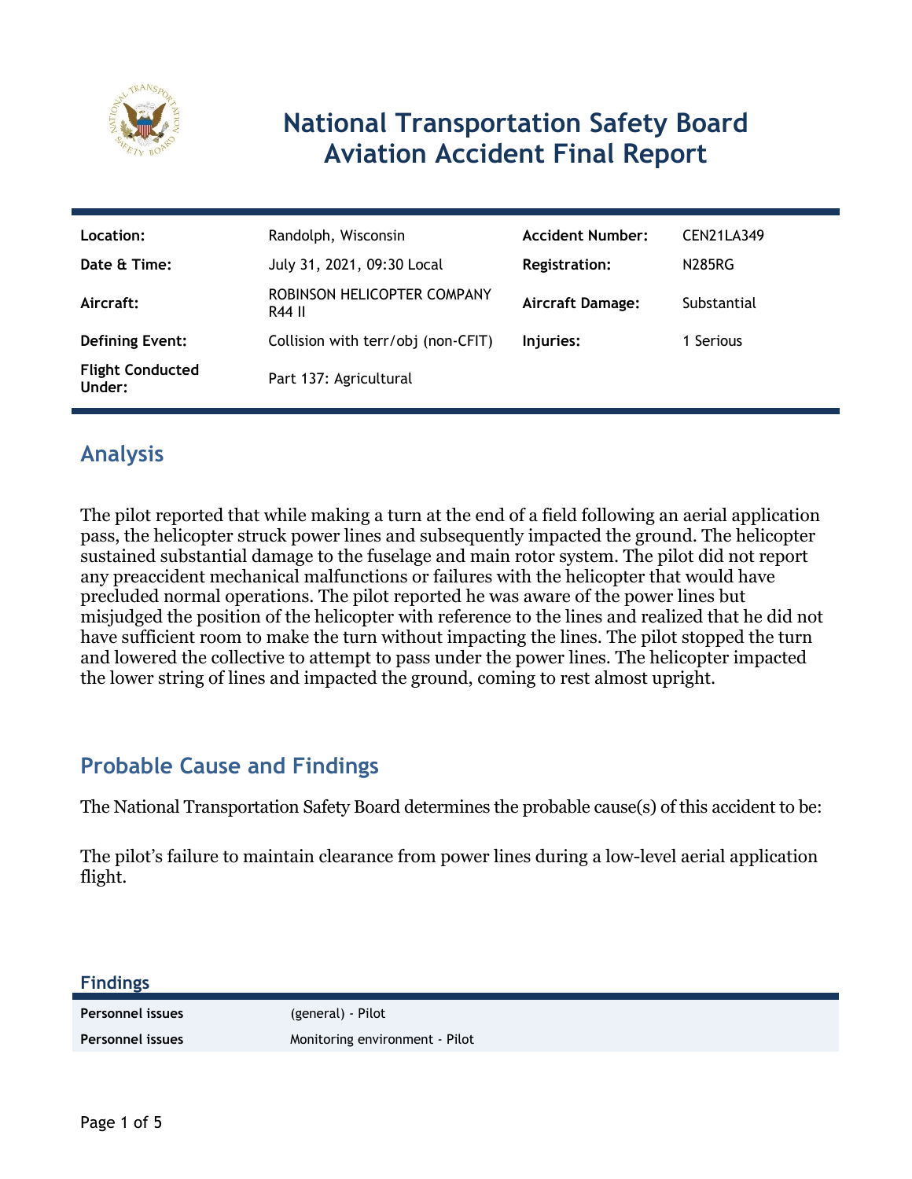# National Transportation Safety Board Aviation Accident Final Report

| | | | |
|---|---|---|---|
| **Location:** | Randolph, Wisconsin | **Accident Number:** | CEN21LA349 |
| **Date & Time:** | July 31, 2021, 09:30 Local | **Registration:** | N285RG |
| **Aircraft:** | ROBINSON HELICOPTER COMPANY R44 II | **Aircraft Damage:** | Substantial |
| **Defining Event:** | Collision with terr/obj (non-CFIT) | **Injuries:** | 1 Serious |
| **Flight Conducted Under:** | Part 137: Agricultural | | |

## Analysis

The pilot reported that while making a turn at the end of a field following an aerial application pass, the helicopter struck power lines and subsequently impacted the ground. The helicopter sustained substantial damage to the fuselage and main rotor system. The pilot did not report any preaccident mechanical malfunctions or failures with the helicopter that would have precluded normal operations. The pilot reported he was aware of the power lines but misjudged the position of the helicopter with reference to the lines and realized that he did not have sufficient room to make the turn without impacting the lines. The pilot stopped the turn and lowered the collective to attempt to pass under the power lines. The helicopter impacted the lower string of lines and impacted the ground, coming to rest almost upright.

## Probable Cause and Findings

The National Transportation Safety Board determines the probable cause(s) of this accident to be:

The pilot's failure to maintain clearance from power lines during a low-level aerial application flight.

### Findings

| | |
|---|---|
| **Personnel issues** | (general) - Pilot |
| **Personnel issues** | Monitoring environment - Pilot |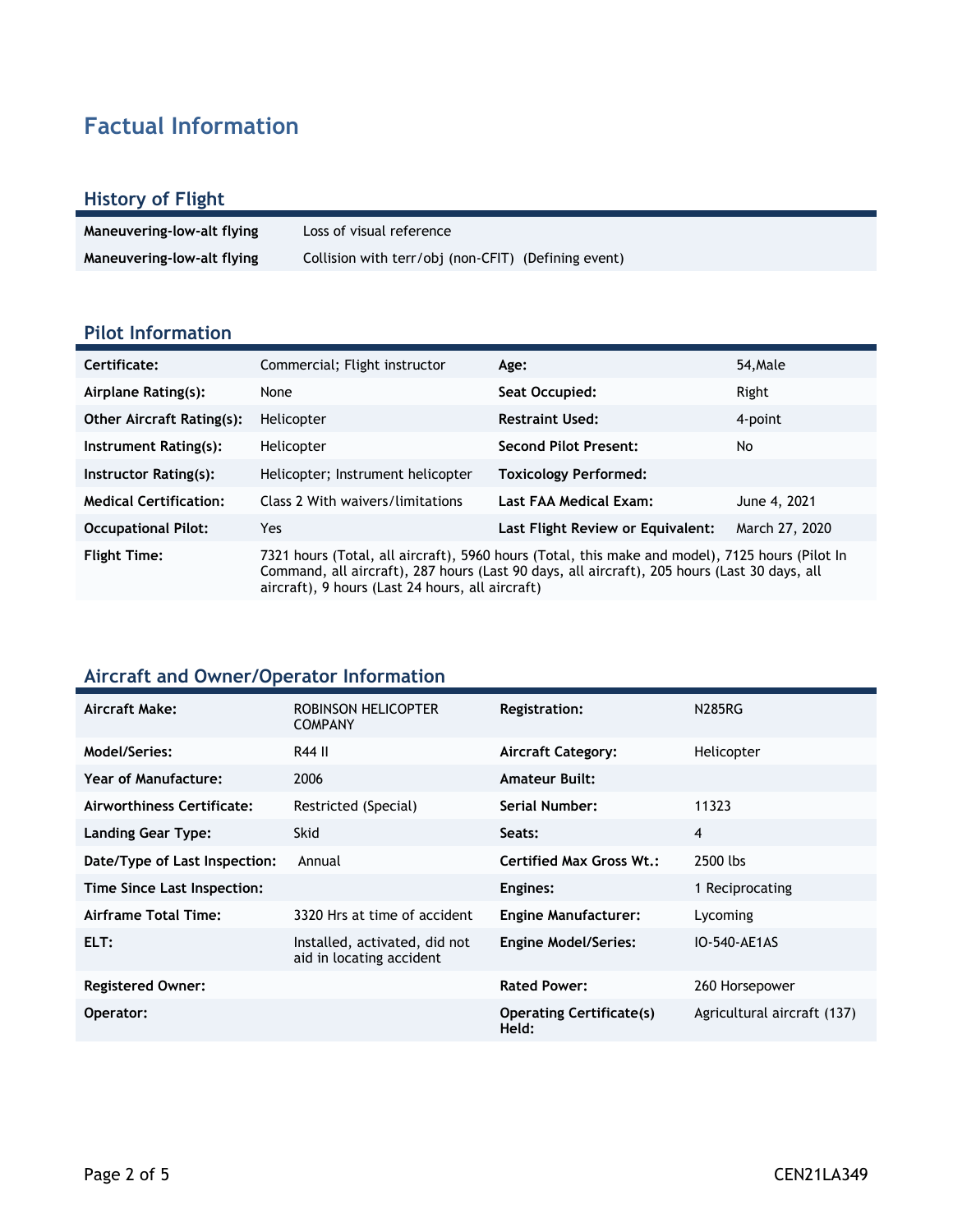# Factual Information

## History of Flight

| | |
|---|---|
| **Maneuvering-low-alt flying** | Loss of visual reference |
| **Maneuvering-low-alt flying** | Collision with terr/obj (non-CFIT) (Defining event) |

## Pilot Information

| | | | |
|---|---|---|---|
| **Certificate:** | Commercial; Flight instructor | **Age:** | 54,Male |
| **Airplane Rating(s):** | None | **Seat Occupied:** | Right |
| **Other Aircraft Rating(s):** | Helicopter | **Restraint Used:** | 4-point |
| **Instrument Rating(s):** | Helicopter | **Second Pilot Present:** | No |
| **Instructor Rating(s):** | Helicopter; Instrument helicopter | **Toxicology Performed:** | |
| **Medical Certification:** | Class 2 With waivers/limitations | **Last FAA Medical Exam:** | June 4, 2021 |
| **Occupational Pilot:** | Yes | **Last Flight Review or Equivalent:** | March 27, 2020 |
| **Flight Time:** | 7321 hours (Total, all aircraft), 5960 hours (Total, this make and model), 7125 hours (Pilot In Command, all aircraft), 287 hours (Last 90 days, all aircraft), 205 hours (Last 30 days, all aircraft), 9 hours (Last 24 hours, all aircraft) | | |

## Aircraft and Owner/Operator Information

| | | | |
|---|---|---|---|
| **Aircraft Make:** | ROBINSON HELICOPTER COMPANY | **Registration:** | N285RG |
| **Model/Series:** | R44 II | **Aircraft Category:** | Helicopter |
| **Year of Manufacture:** | 2006 | **Amateur Built:** | |
| **Airworthiness Certificate:** | Restricted (Special) | **Serial Number:** | 11323 |
| **Landing Gear Type:** | Skid | **Seats:** | 4 |
| **Date/Type of Last Inspection:** | Annual | **Certified Max Gross Wt.:** | 2500 lbs |
| **Time Since Last Inspection:** | | **Engines:** | 1 Reciprocating |
| **Airframe Total Time:** | 3320 Hrs at time of accident | **Engine Manufacturer:** | Lycoming |
| **ELT:** | Installed, activated, did not aid in locating accident | **Engine Model/Series:** | IO-540-AE1AS |
| **Registered Owner:** | | **Rated Power:** | 260 Horsepower |
| **Operator:** | | **Operating Certificate(s) Held:** | Agricultural aircraft (137) |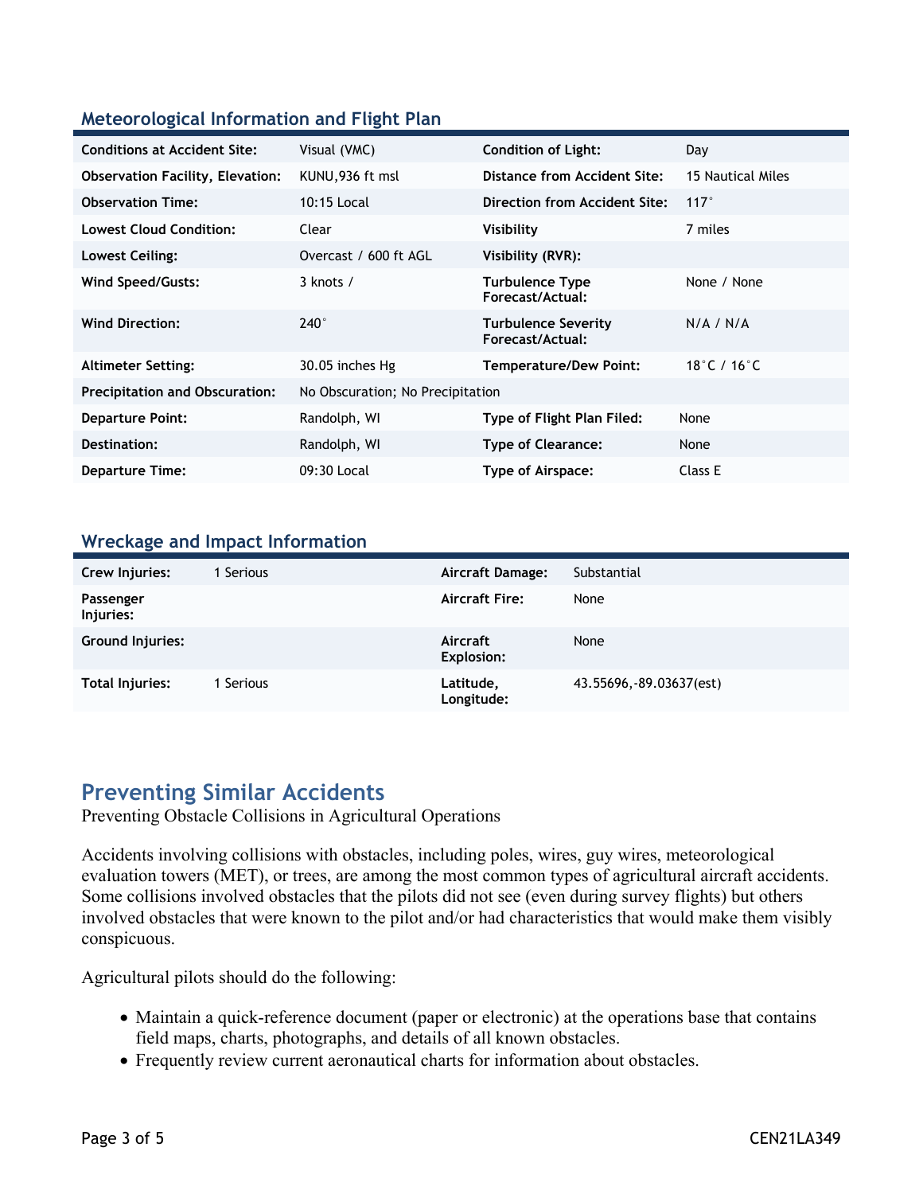## Meteorological Information and Flight Plan

| | | | |
|---|---|---|---|
| **Conditions at Accident Site:** | Visual (VMC) | **Condition of Light:** | Day |
| **Observation Facility, Elevation:** | KUNU,936 ft msl | **Distance from Accident Site:** | 15 Nautical Miles |
| **Observation Time:** | 10:15 Local | **Direction from Accident Site:** | 117° |
| **Lowest Cloud Condition:** | Clear | **Visibility** | 7 miles |
| **Lowest Ceiling:** | Overcast / 600 ft AGL | **Visibility (RVR):** | |
| **Wind Speed/Gusts:** | 3 knots / | **Turbulence Type Forecast/Actual:** | None / None |
| **Wind Direction:** | 240° | **Turbulence Severity Forecast/Actual:** | N/A / N/A |
| **Altimeter Setting:** | 30.05 inches Hg | **Temperature/Dew Point:** | 18°C / 16°C |
| **Precipitation and Obscuration:** | No Obscuration; No Precipitation | | |
| **Departure Point:** | Randolph, WI | **Type of Flight Plan Filed:** | None |
| **Destination:** | Randolph, WI | **Type of Clearance:** | None |
| **Departure Time:** | 09:30 Local | **Type of Airspace:** | Class E |

## Wreckage and Impact Information

| | | | |
|---|---|---|---|
| **Crew Injuries:** | 1 Serious | **Aircraft Damage:** | Substantial |
| **Passenger Injuries:** | | **Aircraft Fire:** | None |
| **Ground Injuries:** | | **Aircraft Explosion:** | None |
| **Total Injuries:** | 1 Serious | **Latitude, Longitude:** | 43.55696,-89.03637(est) |

# Preventing Similar Accidents

Preventing Obstacle Collisions in Agricultural Operations

Accidents involving collisions with obstacles, including poles, wires, guy wires, meteorological evaluation towers (MET), or trees, are among the most common types of agricultural aircraft accidents. Some collisions involved obstacles that the pilots did not see (even during survey flights) but others involved obstacles that were known to the pilot and/or had characteristics that would make them visibly conspicuous.

Agricultural pilots should do the following:

- Maintain a quick-reference document (paper or electronic) at the operations base that contains field maps, charts, photographs, and details of all known obstacles.
- Frequently review current aeronautical charts for information about obstacles.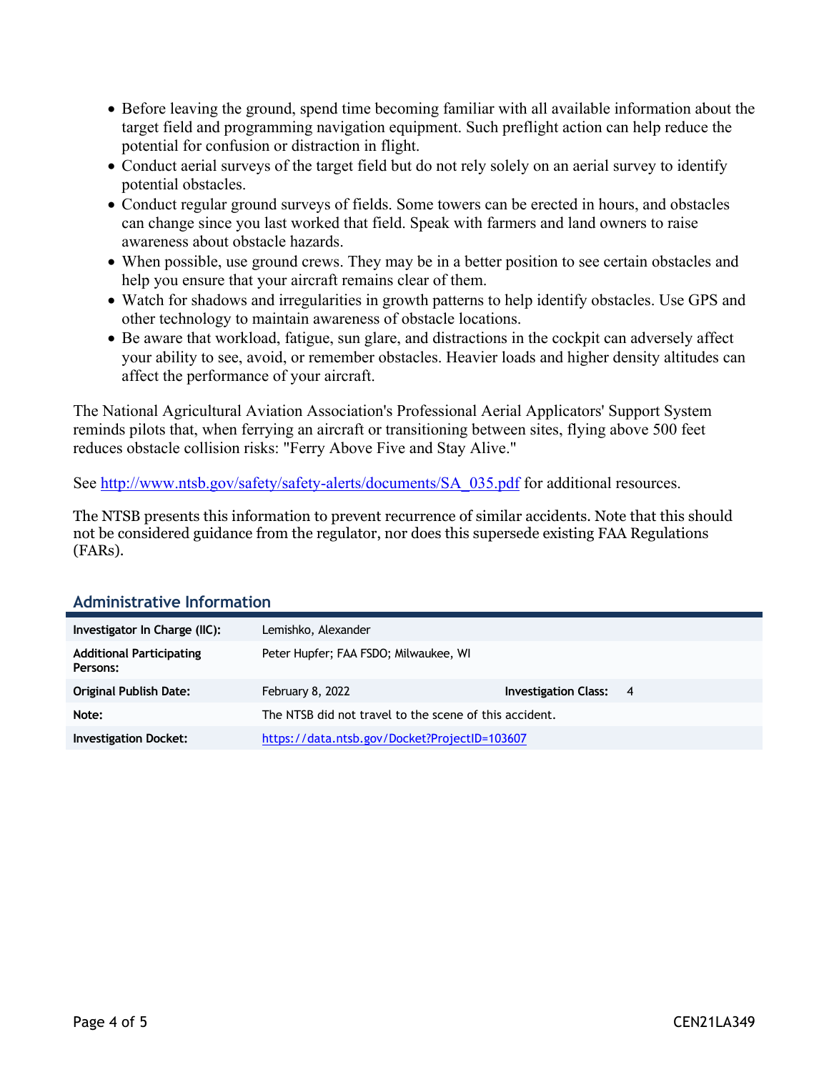- Before leaving the ground, spend time becoming familiar with all available information about the target field and programming navigation equipment. Such preflight action can help reduce the potential for confusion or distraction in flight.
- Conduct aerial surveys of the target field but do not rely solely on an aerial survey to identify potential obstacles.
- Conduct regular ground surveys of fields. Some towers can be erected in hours, and obstacles can change since you last worked that field. Speak with farmers and land owners to raise awareness about obstacle hazards.
- When possible, use ground crews. They may be in a better position to see certain obstacles and help you ensure that your aircraft remains clear of them.
- Watch for shadows and irregularities in growth patterns to help identify obstacles. Use GPS and other technology to maintain awareness of obstacle locations.
- Be aware that workload, fatigue, sun glare, and distractions in the cockpit can adversely affect your ability to see, avoid, or remember obstacles. Heavier loads and higher density altitudes can affect the performance of your aircraft.

The National Agricultural Aviation Association's Professional Aerial Applicators' Support System reminds pilots that, when ferrying an aircraft or transitioning between sites, flying above 500 feet reduces obstacle collision risks: "Ferry Above Five and Stay Alive."

See [http://www.ntsb.gov/safety/safety-alerts/documents/SA_035.pdf](http://www.ntsb.gov/safety/safety-alerts/documents/SA_035.pdf) for additional resources.

The NTSB presents this information to prevent recurrence of similar accidents. Note that this should not be considered guidance from the regulator, nor does this supersede existing FAA Regulations (FARs).

## Administrative Information

| | | | |
|---|---|---|---|
| **Investigator In Charge (IIC):** | Lemishko, Alexander | | |
| **Additional Participating Persons:** | Peter Hupfer; FAA FSDO; Milwaukee, WI | | |
| **Original Publish Date:** | February 8, 2022 | **Investigation Class:** | 4 |
| **Note:** | The NTSB did not travel to the scene of this accident. | | |
| **Investigation Docket:** | [https://data.ntsb.gov/Docket?ProjectID=103607](https://data.ntsb.gov/Docket?ProjectID=103607) | | |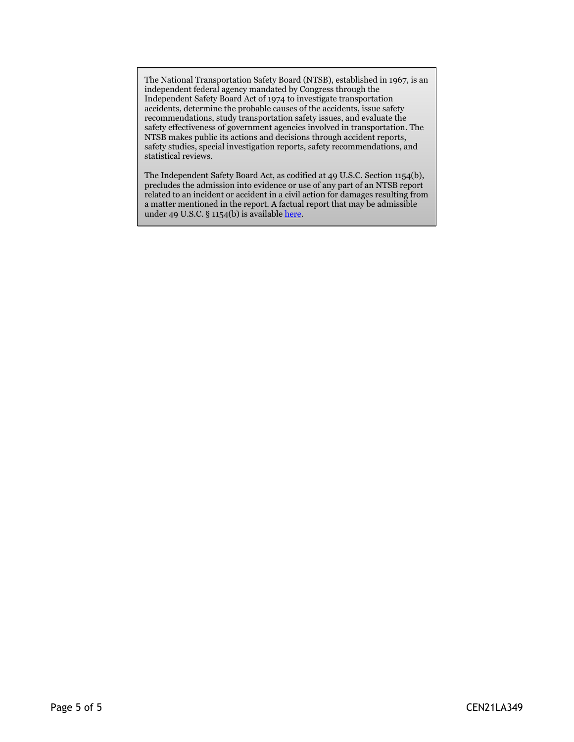The National Transportation Safety Board (NTSB), established in 1967, is an independent federal agency mandated by Congress through the Independent Safety Board Act of 1974 to investigate transportation accidents, determine the probable causes of the accidents, issue safety recommendations, study transportation safety issues, and evaluate the safety effectiveness of government agencies involved in transportation. The NTSB makes public its actions and decisions through accident reports, safety studies, special investigation reports, safety recommendations, and statistical reviews.

The Independent Safety Board Act, as codified at 49 U.S.C. Section 1154(b), precludes the admission into evidence or use of any part of an NTSB report related to an incident or accident in a civil action for damages resulting from a matter mentioned in the report. A factual report that may be admissible under 49 U.S.C. § 1154(b) is available here.